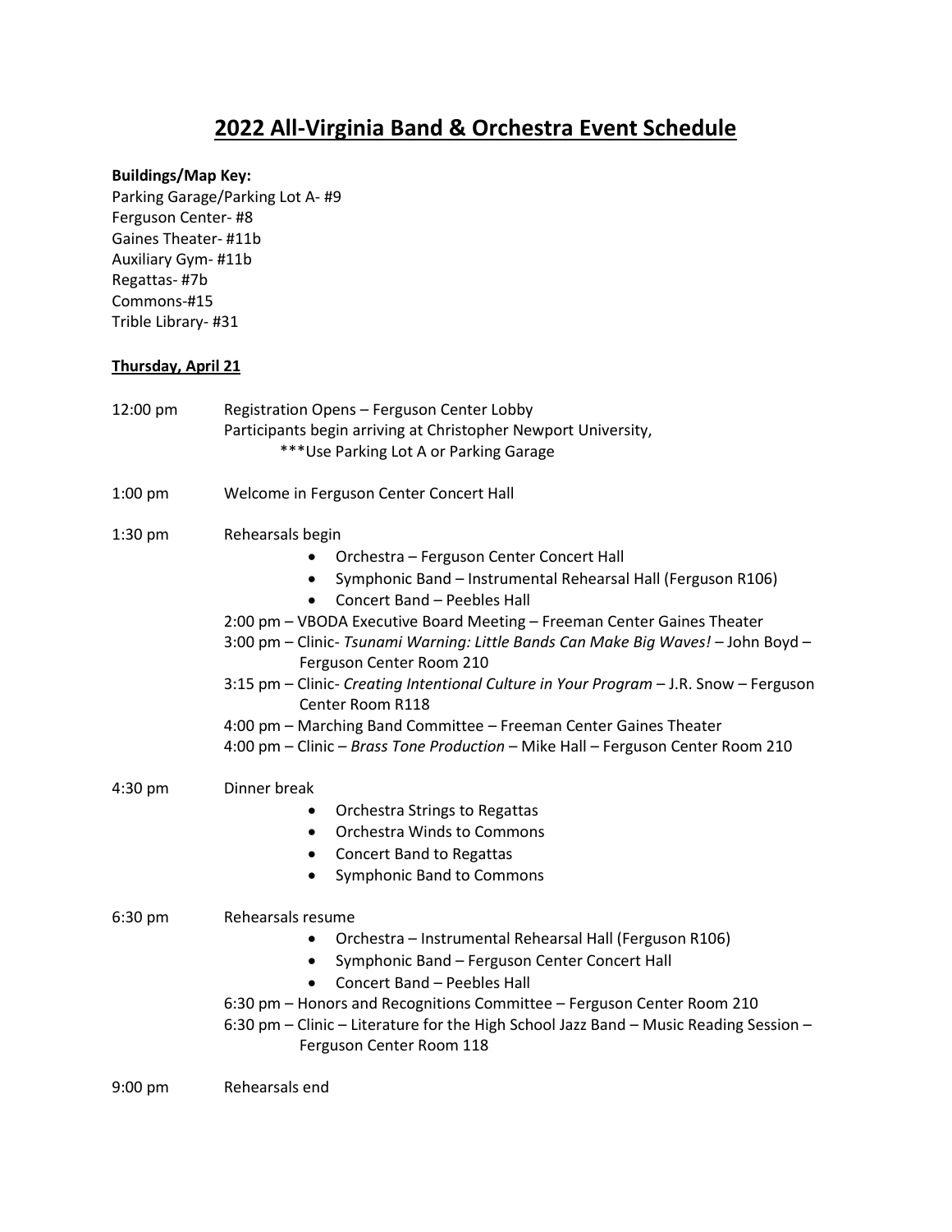# 2022 All-Virginia Band & Orchestra Event Schedule

**Buildings/Map Key:**

Parking Garage/Parking Lot A- #9
Ferguson Center- #8
Gaines Theater- #11b
Auxiliary Gym- #11b
Regattas- #7b
Commons-#15
Trible Library- #31

**Thursday, April 21**

12:00 pm — Registration Opens – Ferguson Center Lobby
Participants begin arriving at Christopher Newport University,
***Use Parking Lot A or Parking Garage

1:00 pm — Welcome in Ferguson Center Concert Hall

1:30 pm — Rehearsals begin

- Orchestra – Ferguson Center Concert Hall
- Symphonic Band – Instrumental Rehearsal Hall (Ferguson R106)
- Concert Band – Peebles Hall

2:00 pm – VBODA Executive Board Meeting – Freeman Center Gaines Theater
3:00 pm – Clinic- *Tsunami Warning: Little Bands Can Make Big Waves!* – John Boyd – Ferguson Center Room 210
3:15 pm – Clinic- *Creating Intentional Culture in Your Program* – J.R. Snow – Ferguson Center Room R118
4:00 pm – Marching Band Committee – Freeman Center Gaines Theater
4:00 pm – Clinic – *Brass Tone Production* – Mike Hall – Ferguson Center Room 210

4:30 pm — Dinner break

- Orchestra Strings to Regattas
- Orchestra Winds to Commons
- Concert Band to Regattas
- Symphonic Band to Commons

6:30 pm — Rehearsals resume

- Orchestra – Instrumental Rehearsal Hall (Ferguson R106)
- Symphonic Band – Ferguson Center Concert Hall
- Concert Band – Peebles Hall

6:30 pm – Honors and Recognitions Committee – Ferguson Center Room 210
6:30 pm – Clinic – Literature for the High School Jazz Band – Music Reading Session – Ferguson Center Room 118

9:00 pm — Rehearsals end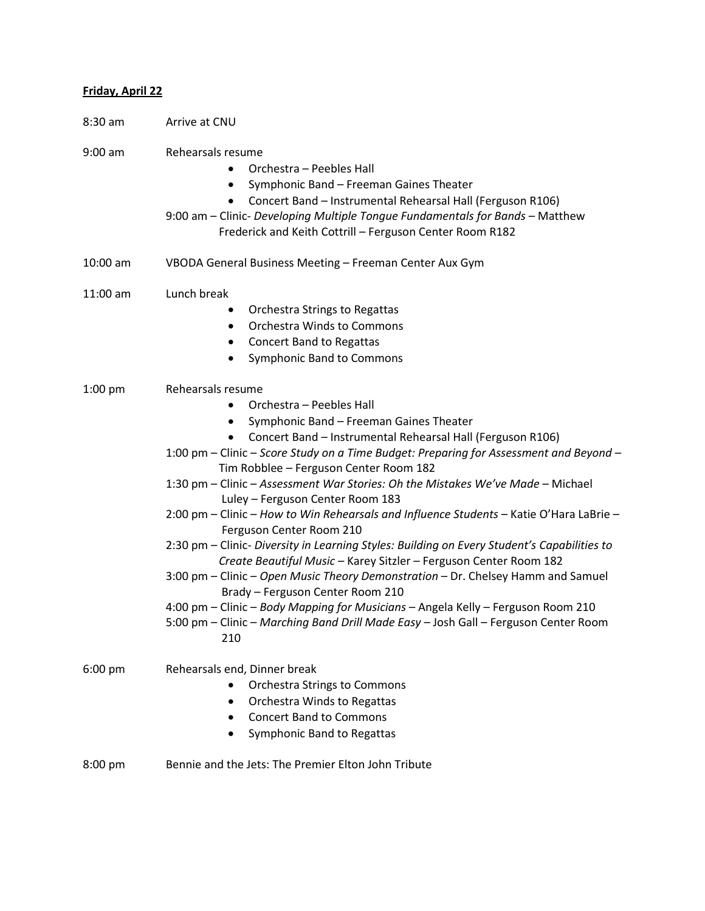**Friday, April 22**

8:30 am — Arrive at CNU

9:00 am — Rehearsals resume

- Orchestra – Peebles Hall
- Symphonic Band – Freeman Gaines Theater
- Concert Band – Instrumental Rehearsal Hall (Ferguson R106)

9:00 am – Clinic- *Developing Multiple Tongue Fundamentals for Bands* – Matthew Frederick and Keith Cottrill – Ferguson Center Room R182

10:00 am — VBODA General Business Meeting – Freeman Center Aux Gym

11:00 am — Lunch break

- Orchestra Strings to Regattas
- Orchestra Winds to Commons
- Concert Band to Regattas
- Symphonic Band to Commons

1:00 pm — Rehearsals resume

- Orchestra – Peebles Hall
- Symphonic Band – Freeman Gaines Theater
- Concert Band – Instrumental Rehearsal Hall (Ferguson R106)

1:00 pm – Clinic – *Score Study on a Time Budget: Preparing for Assessment and Beyond* – Tim Robblee – Ferguson Center Room 182

1:30 pm – Clinic – *Assessment War Stories: Oh the Mistakes We've Made* – Michael Luley – Ferguson Center Room 183

2:00 pm – Clinic – *How to Win Rehearsals and Influence Students* – Katie O'Hara LaBrie – Ferguson Center Room 210

2:30 pm – Clinic- *Diversity in Learning Styles: Building on Every Student's Capabilities to Create Beautiful Music* – Karey Sitzler – Ferguson Center Room 182

3:00 pm – Clinic – *Open Music Theory Demonstration* – Dr. Chelsey Hamm and Samuel Brady – Ferguson Center Room 210

4:00 pm – Clinic – *Body Mapping for Musicians* – Angela Kelly – Ferguson Room 210

5:00 pm – Clinic – *Marching Band Drill Made Easy* – Josh Gall – Ferguson Center Room 210

6:00 pm — Rehearsals end, Dinner break

- Orchestra Strings to Commons
- Orchestra Winds to Regattas
- Concert Band to Commons
- Symphonic Band to Regattas

8:00 pm — Bennie and the Jets: The Premier Elton John Tribute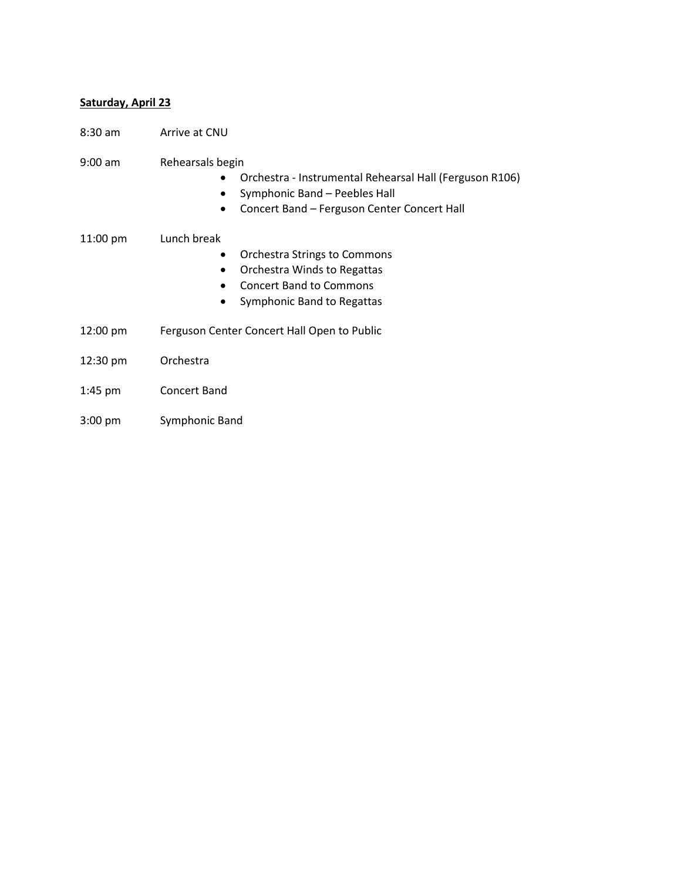**Saturday, April 23**

8:30 am Arrive at CNU

9:00 am Rehearsals begin

- Orchestra - Instrumental Rehearsal Hall (Ferguson R106)
- Symphonic Band – Peebles Hall
- Concert Band – Ferguson Center Concert Hall

11:00 pm Lunch break

- Orchestra Strings to Commons
- Orchestra Winds to Regattas
- Concert Band to Commons
- Symphonic Band to Regattas

12:00 pm Ferguson Center Concert Hall Open to Public

12:30 pm Orchestra

1:45 pm Concert Band

3:00 pm Symphonic Band